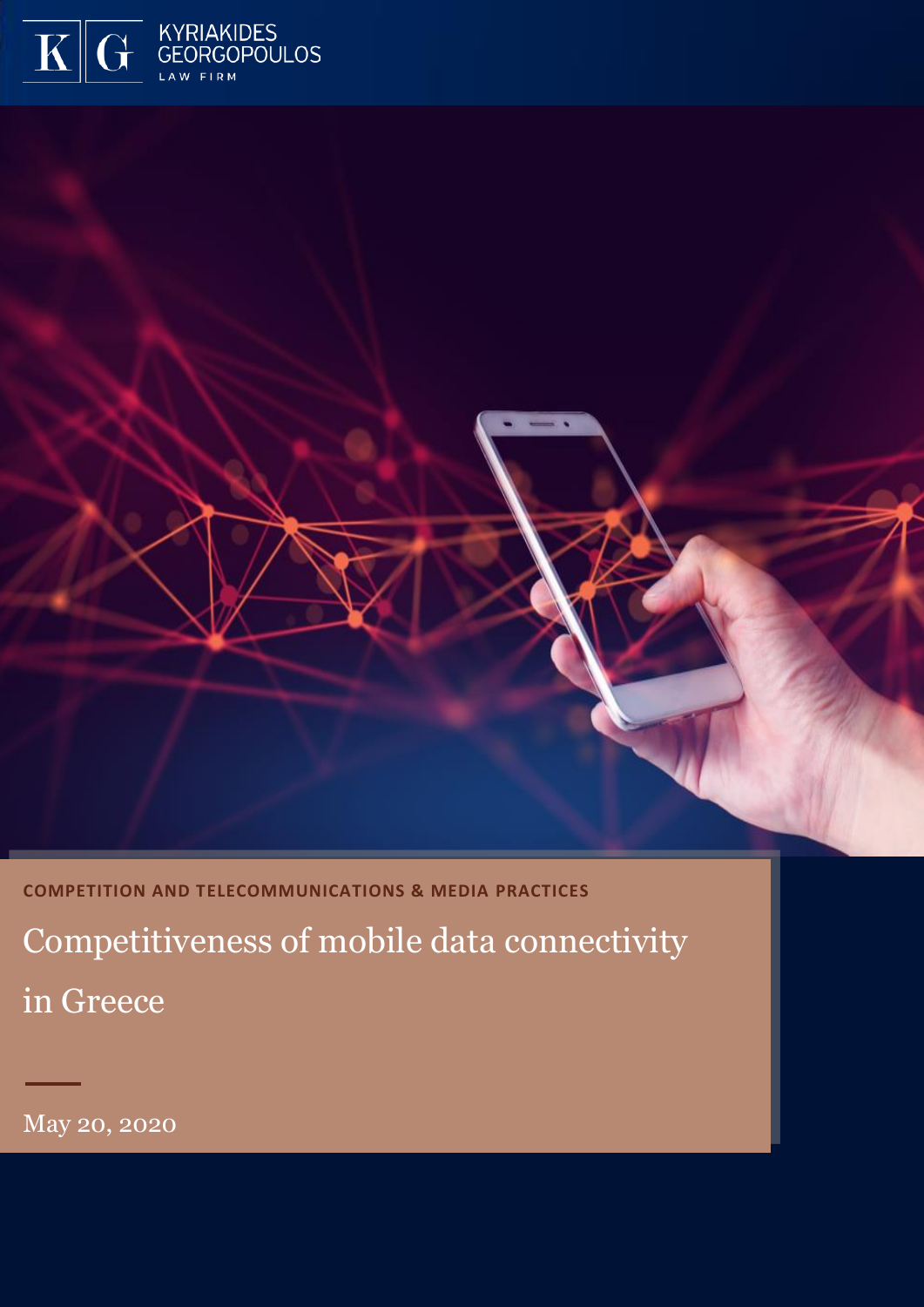KYRIAKIDES GEORGOPOULOS LAW FIRM

COMPETITION AND TELECOMMUNICATIONS & MEDIA PRACTICES

# Competitiveness of mobile data connectivity in Greece

May 20, 2020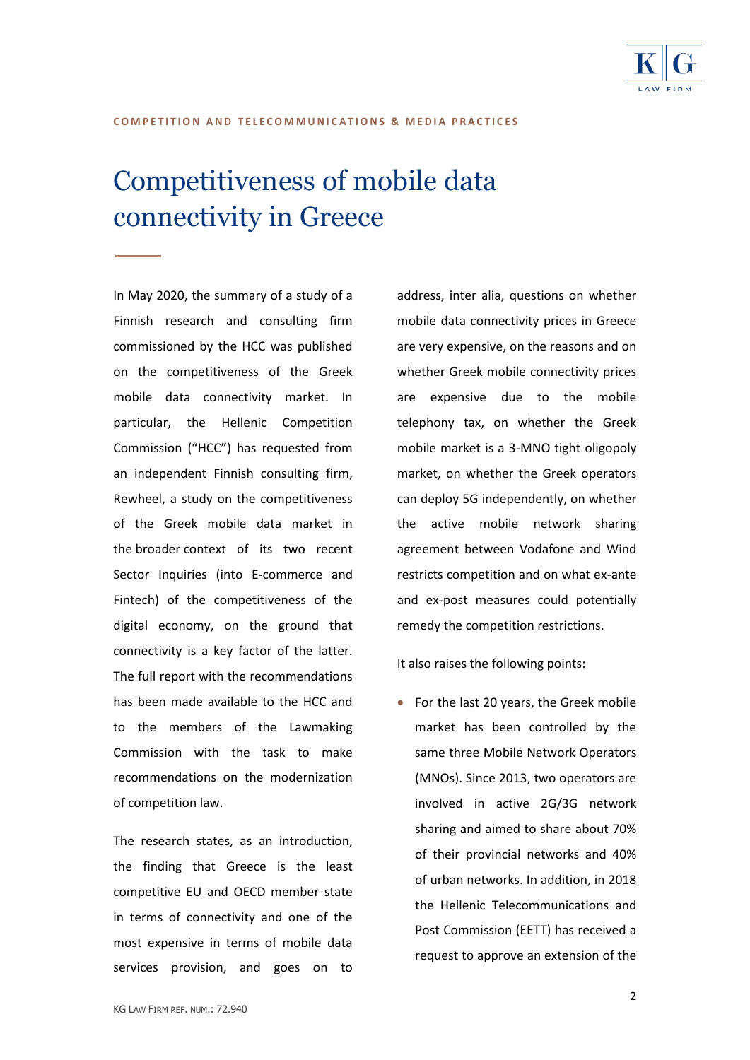COMPETITION AND TELECOMMUNICATIONS & MEDIA PRACTICES

# Competitiveness of mobile data connectivity in Greece

In May 2020, the summary of a study of a Finnish research and consulting firm commissioned by the HCC was published on the competitiveness of the Greek mobile data connectivity market. In particular, the Hellenic Competition Commission ("HCC") has requested from an independent Finnish consulting firm, Rewheel, a study on the competitiveness of the Greek mobile data market in the broader context of its two recent Sector Inquiries (into E-commerce and Fintech) of the competitiveness of the digital economy, on the ground that connectivity is a key factor of the latter. The full report with the recommendations has been made available to the HCC and to the members of the Lawmaking Commission with the task to make recommendations on the modernization of competition law.

The research states, as an introduction, the finding that Greece is the least competitive EU and OECD member state in terms of connectivity and one of the most expensive in terms of mobile data services provision, and goes on to address, inter alia, questions on whether mobile data connectivity prices in Greece are very expensive, on the reasons and on whether Greek mobile connectivity prices are expensive due to the mobile telephony tax, on whether the Greek mobile market is a 3-MNO tight oligopoly market, on whether the Greek operators can deploy 5G independently, on whether the active mobile network sharing agreement between Vodafone and Wind restricts competition and on what ex-ante and ex-post measures could potentially remedy the competition restrictions.

It also raises the following points:

- For the last 20 years, the Greek mobile market has been controlled by the same three Mobile Network Operators (MNOs). Since 2013, two operators are involved in active 2G/3G network sharing and aimed to share about 70% of their provincial networks and 40% of urban networks. In addition, in 2018 the Hellenic Telecommunications and Post Commission (EETT) has received a request to approve an extension of the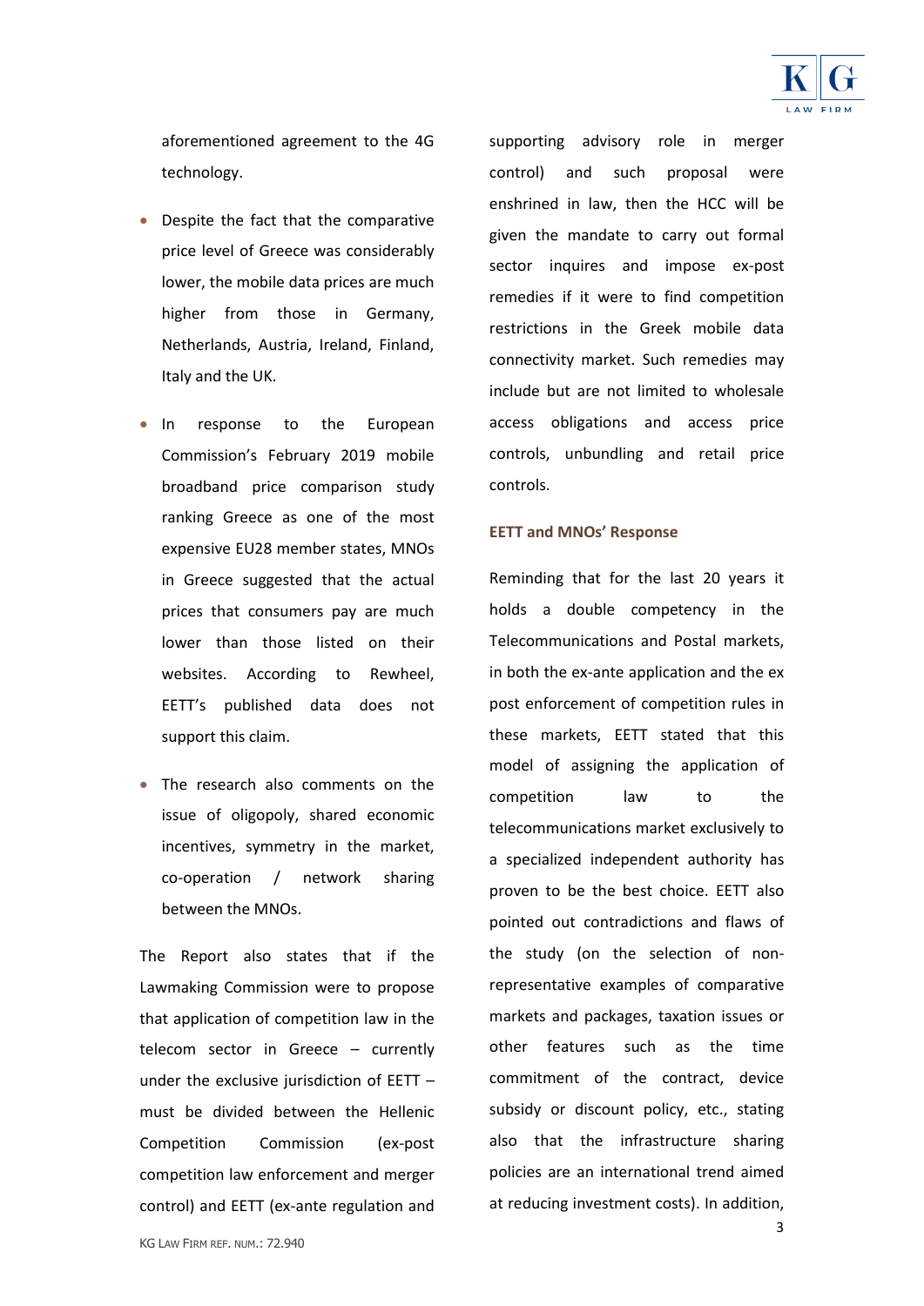aforementioned agreement to the 4G technology.

- Despite the fact that the comparative price level of Greece was considerably lower, the mobile data prices are much higher from those in Germany, Netherlands, Austria, Ireland, Finland, Italy and the UK.
- In response to the European Commission's February 2019 mobile broadband price comparison study ranking Greece as one of the most expensive EU28 member states, MNOs in Greece suggested that the actual prices that consumers pay are much lower than those listed on their websites. According to Rewheel, EETT's published data does not support this claim.
- The research also comments on the issue of oligopoly, shared economic incentives, symmetry in the market, co-operation / network sharing between the MNOs.

The Report also states that if the Lawmaking Commission were to propose that application of competition law in the telecom sector in Greece – currently under the exclusive jurisdiction of EETT – must be divided between the Hellenic Competition Commission (ex-post competition law enforcement and merger control) and EETT (ex-ante regulation and supporting advisory role in merger control) and such proposal were enshrined in law, then the HCC will be given the mandate to carry out formal sector inquires and impose ex-post remedies if it were to find competition restrictions in the Greek mobile data connectivity market. Such remedies may include but are not limited to wholesale access obligations and access price controls, unbundling and retail price controls.

**EETT and MNOs' Response**

Reminding that for the last 20 years it holds a double competency in the Telecommunications and Postal markets, in both the ex-ante application and the ex post enforcement of competition rules in these markets, EETT stated that this model of assigning the application of competition law to the telecommunications market exclusively to a specialized independent authority has proven to be the best choice. EETT also pointed out contradictions and flaws of the study (on the selection of non-representative examples of comparative markets and packages, taxation issues or other features such as the time commitment of the contract, device subsidy or discount policy, etc., stating also that the infrastructure sharing policies are an international trend aimed at reducing investment costs). In addition,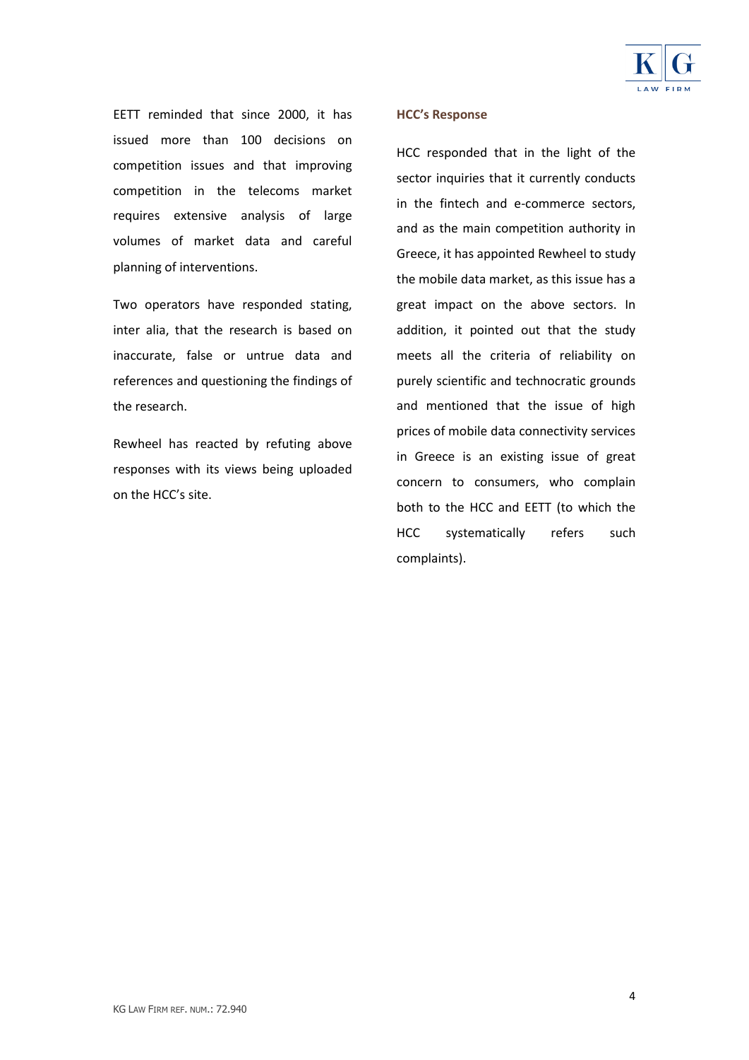EETT reminded that since 2000, it has issued more than 100 decisions on competition issues and that improving competition in the telecoms market requires extensive analysis of large volumes of market data and careful planning of interventions.

Two operators have responded stating, inter alia, that the research is based on inaccurate, false or untrue data and references and questioning the findings of the research.

Rewheel has reacted by refuting above responses with its views being uploaded on the HCC's site.

**HCC's Response**

HCC responded that in the light of the sector inquiries that it currently conducts in the fintech and e-commerce sectors, and as the main competition authority in Greece, it has appointed Rewheel to study the mobile data market, as this issue has a great impact on the above sectors. In addition, it pointed out that the study meets all the criteria of reliability on purely scientific and technocratic grounds and mentioned that the issue of high prices of mobile data connectivity services in Greece is an existing issue of great concern to consumers, who complain both to the HCC and EETT (to which the HCC systematically refers such complaints).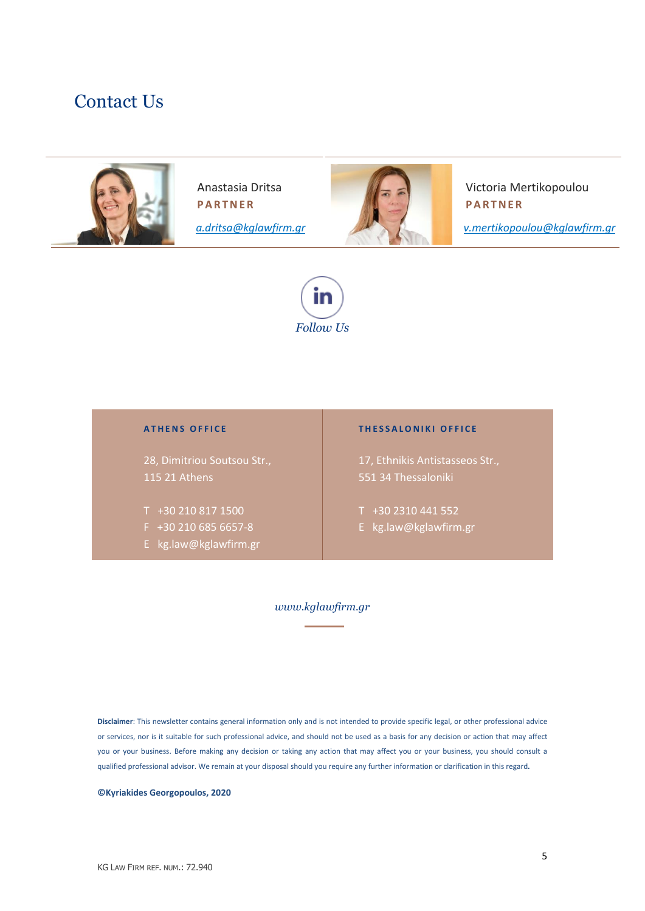# Contact Us

Anastasia Dritsa
**PARTNER**
*a.dritsa@kglawfirm.gr*

Victoria Mertikopoulou
**PARTNER**
*v.mertikopoulou@kglawfirm.gr*

*Follow Us*

**ATHENS OFFICE**

28, Dimitriou Soutsou Str.,
115 21 Athens

T +30 210 817 1500
F +30 210 685 6657-8
E kg.law@kglawfirm.gr

**THESSALONIKI OFFICE**

17, Ethnikis Antistasseos Str.,
551 34 Thessaloniki

T +30 2310 441 552
E kg.law@kglawfirm.gr

*www.kglawfirm.gr*

**Disclaimer**: This newsletter contains general information only and is not intended to provide specific legal, or other professional advice or services, nor is it suitable for such professional advice, and should not be used as a basis for any decision or action that may affect you or your business. Before making any decision or taking any action that may affect you or your business, you should consult a qualified professional advisor. We remain at your disposal should you require any further information or clarification in this regard.

**©Kyriakides Georgopoulos, 2020**

KG LAW FIRM REF. NUM.: 72.940